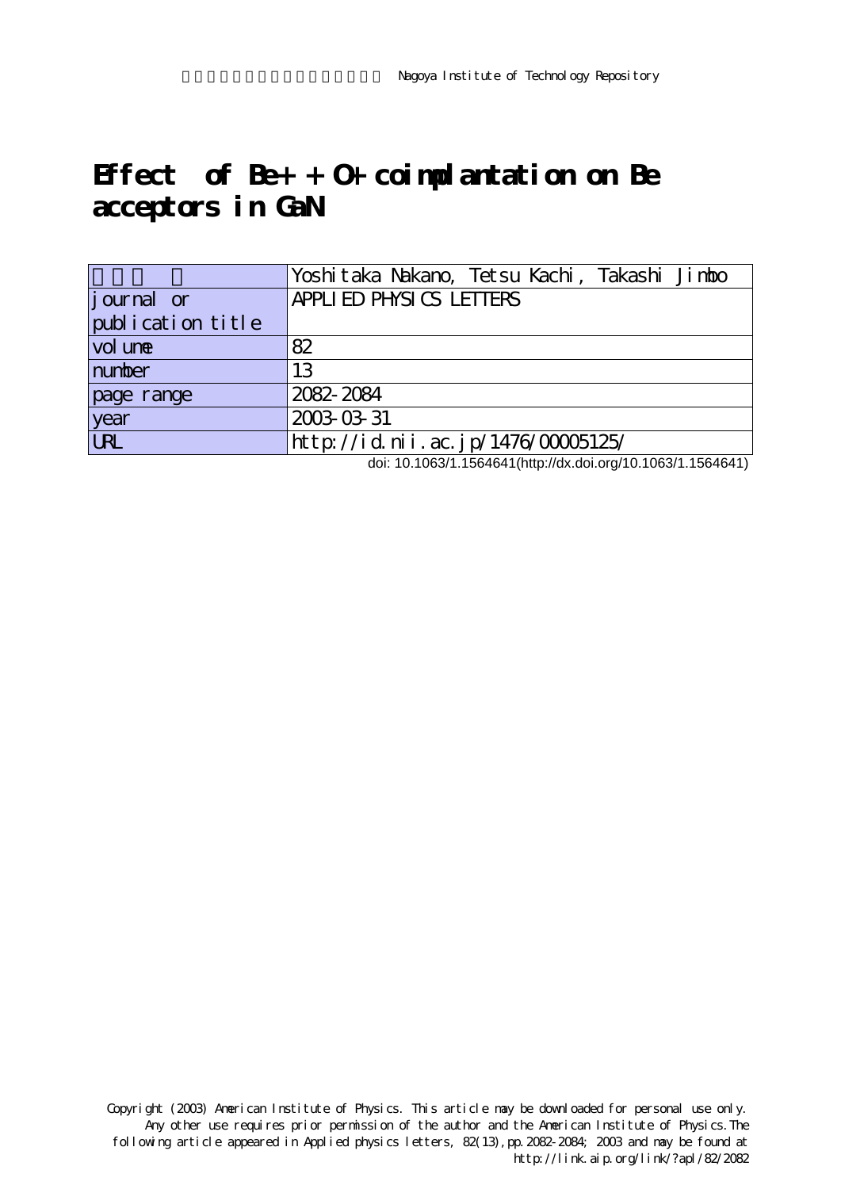# Effect of Be+ + O+ coimplantation on Be acceptors in GaN

| 著者 | Yoshitaka Nakano, Tetsu Kachi, Takashi Jimbo |
|---|---|
| journal or publication title | APPLIED PHYSICS LETTERS |
| volume | 82 |
| number | 13 |
| page range | 2082-2084 |
| year | 2003-03-31 |
| URL | http://id.nii.ac.jp/1476/00005125/ |

doi: 10.1063/1.1564641(http://dx.doi.org/10.1063/1.1564641)

Copyright (2003) American Institute of Physics. This article may be downloaded for personal use only. Any other use requires prior permission of the author and the American Institute of Physics. The following article appeared in Applied physics letters, 82(13), pp.2082-2084; 2003 and may be found at http://link.aip.org/link/?apl/82/2082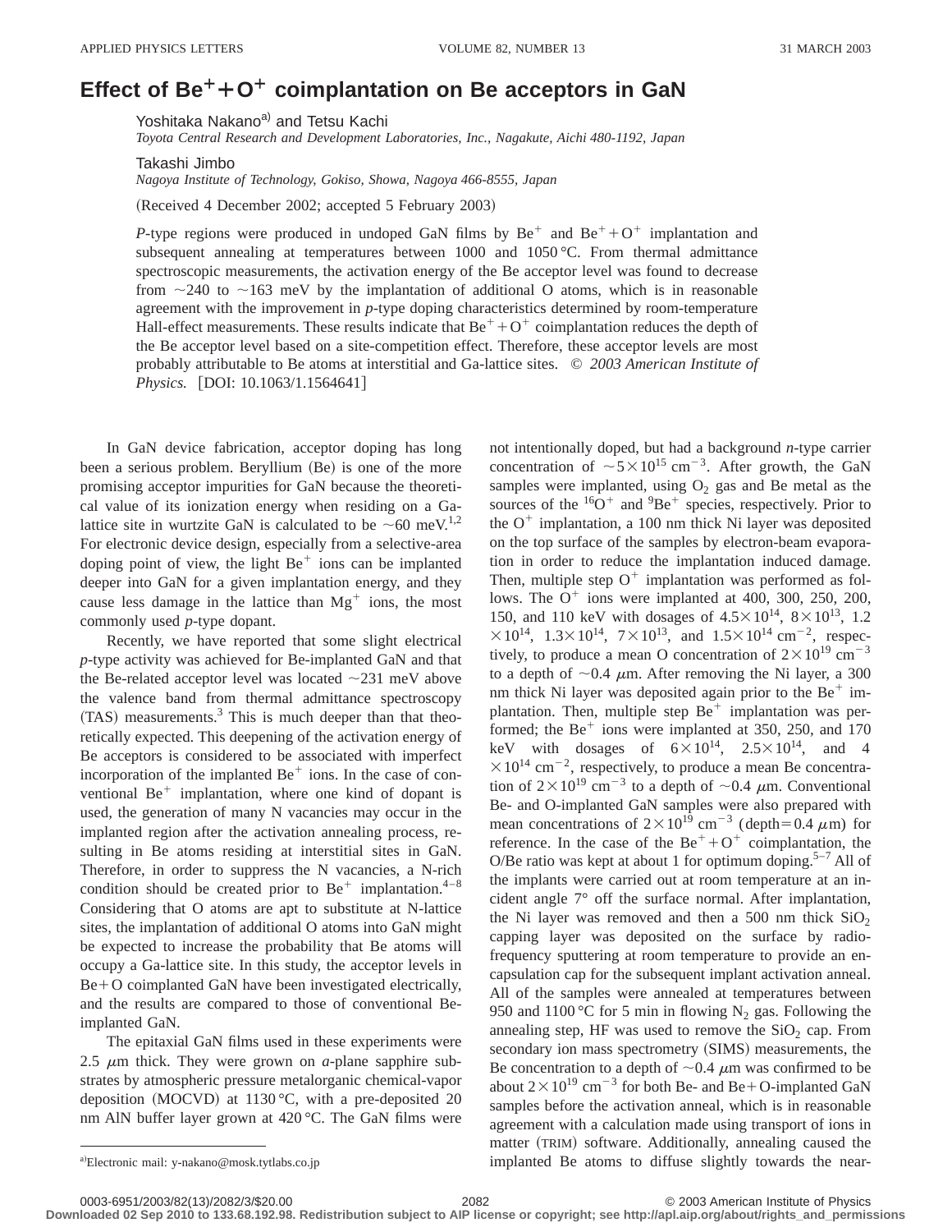# Effect of $Be^+$+$O^+$ coimplantation on Be acceptors in GaN

Yoshitaka Nakano[a] and Tetsu Kachi

*Toyota Central Research and Development Laboratories, Inc., Nagakute, Aichi 480-1192, Japan*

Takashi Jimbo

*Nagoya Institute of Technology, Gokiso, Showa, Nagoya 466-8555, Japan*

(Received 4 December 2002; accepted 5 February 2003)

*P*-type regions were produced in undoped GaN films by $Be^+$ and $Be^+$+$O^+$ implantation and subsequent annealing at temperatures between 1000 and 1050 °C. From thermal admittance spectroscopic measurements, the activation energy of the Be acceptor level was found to decrease from ~240 to ~163 meV by the implantation of additional O atoms, which is in reasonable agreement with the improvement in *p*-type doping characteristics determined by room-temperature Hall-effect measurements. These results indicate that $Be^+$+$O^+$ coimplantation reduces the depth of the Be acceptor level based on a site-competition effect. Therefore, these acceptor levels are most probably attributable to Be atoms at interstitial and Ga-lattice sites. © *2003 American Institute of Physics.* [DOI: 10.1063/1.1564641]

In GaN device fabrication, acceptor doping has long been a serious problem. Beryllium (Be) is one of the more promising acceptor impurities for GaN because the theoretical value of its ionization energy when residing on a Ga-lattice site in wurtzite GaN is calculated to be ~60 meV.[1,2] For electronic device design, especially from a selective-area doping point of view, the light $Be^+$ ions can be implanted deeper into GaN for a given implantation energy, and they cause less damage in the lattice than $Mg^+$ ions, the most commonly used *p*-type dopant.

Recently, we have reported that some slight electrical *p*-type activity was achieved for Be-implanted GaN and that the Be-related acceptor level was located ~231 meV above the valence band from thermal admittance spectroscopy (TAS) measurements.[3] This is much deeper than that theoretically expected. This deepening of the activation energy of Be acceptors is considered to be associated with imperfect incorporation of the implanted $Be^+$ ions. In the case of conventional $Be^+$ implantation, where one kind of dopant is used, the generation of many N vacancies may occur in the implanted region after the activation annealing process, resulting in Be atoms residing at interstitial sites in GaN. Therefore, in order to suppress the N vacancies, a N-rich condition should be created prior to $Be^+$ implantation.[4–8] Considering that O atoms are apt to substitute at N-lattice sites, the implantation of additional O atoms into GaN might be expected to increase the probability that Be atoms will occupy a Ga-lattice site. In this study, the acceptor levels in Be+O coimplanted GaN have been investigated electrically, and the results are compared to those of conventional Be-implanted GaN.

The epitaxial GaN films used in these experiments were 2.5 μm thick. They were grown on *a*-plane sapphire substrates by atmospheric pressure metalorganic chemical-vapor deposition (MOCVD) at 1130 °C, with a pre-deposited 20 nm AlN buffer layer grown at 420 °C. The GaN films were not intentionally doped, but had a background *n*-type carrier concentration of $\sim 5\times10^{15}$ cm$^{-3}$. After growth, the GaN samples were implanted, using $O_2$ gas and Be metal as the sources of the $^{16}O^+$ and $^{9}Be^+$ species, respectively. Prior to the $O^+$ implantation, a 100 nm thick Ni layer was deposited on the top surface of the samples by electron-beam evaporation in order to reduce the implantation induced damage. Then, multiple step $O^+$ implantation was performed as follows. The $O^+$ ions were implanted at 400, 300, 250, 200, 150, and 110 keV with dosages of $4.5\times10^{14}$, $8\times10^{13}$, $1.2\times10^{14}$, $1.3\times10^{14}$, $7\times10^{13}$, and $1.5\times10^{14}$ cm$^{-2}$, respectively, to produce a mean O concentration of $2\times10^{19}$ cm$^{-3}$ to a depth of ~0.4 μm. After removing the Ni layer, a 300 nm thick Ni layer was deposited again prior to the $Be^+$ implantation. Then, multiple step $Be^+$ implantation was performed; the $Be^+$ ions were implanted at 350, 250, and 170 keV with dosages of $6\times10^{14}$, $2.5\times10^{14}$, and $4\times10^{14}$ cm$^{-2}$, respectively, to produce a mean Be concentration of $2\times10^{19}$ cm$^{-3}$ to a depth of ~0.4 μm. Conventional Be- and O-implanted GaN samples were also prepared with mean concentrations of $2\times10^{19}$ cm$^{-3}$ (depth=0.4 μm) for reference. In the case of the $Be^+$+$O^+$ coimplantation, the O/Be ratio was kept at about 1 for optimum doping.[5–7] All of the implants were carried out at room temperature at an incident angle 7° off the surface normal. After implantation, the Ni layer was removed and then a 500 nm thick $SiO_2$ capping layer was deposited on the surface by radio-frequency sputtering at room temperature to provide an encapsulation cap for the subsequent implant activation anneal. All of the samples were annealed at temperatures between 950 and 1100 °C for 5 min in flowing $N_2$ gas. Following the annealing step, HF was used to remove the $SiO_2$ cap. From secondary ion mass spectrometry (SIMS) measurements, the Be concentration to a depth of ~0.4 μm was confirmed to be about $2\times10^{19}$ cm$^{-3}$ for both Be- and Be+O-implanted GaN samples before the activation anneal, which is in reasonable agreement with a calculation made using transport of ions in matter (TRIM) software. Additionally, annealing caused the implanted Be atoms to diffuse slightly towards the near-

[a]Electronic mail: y-nakano@mosk.tytlabs.co.jp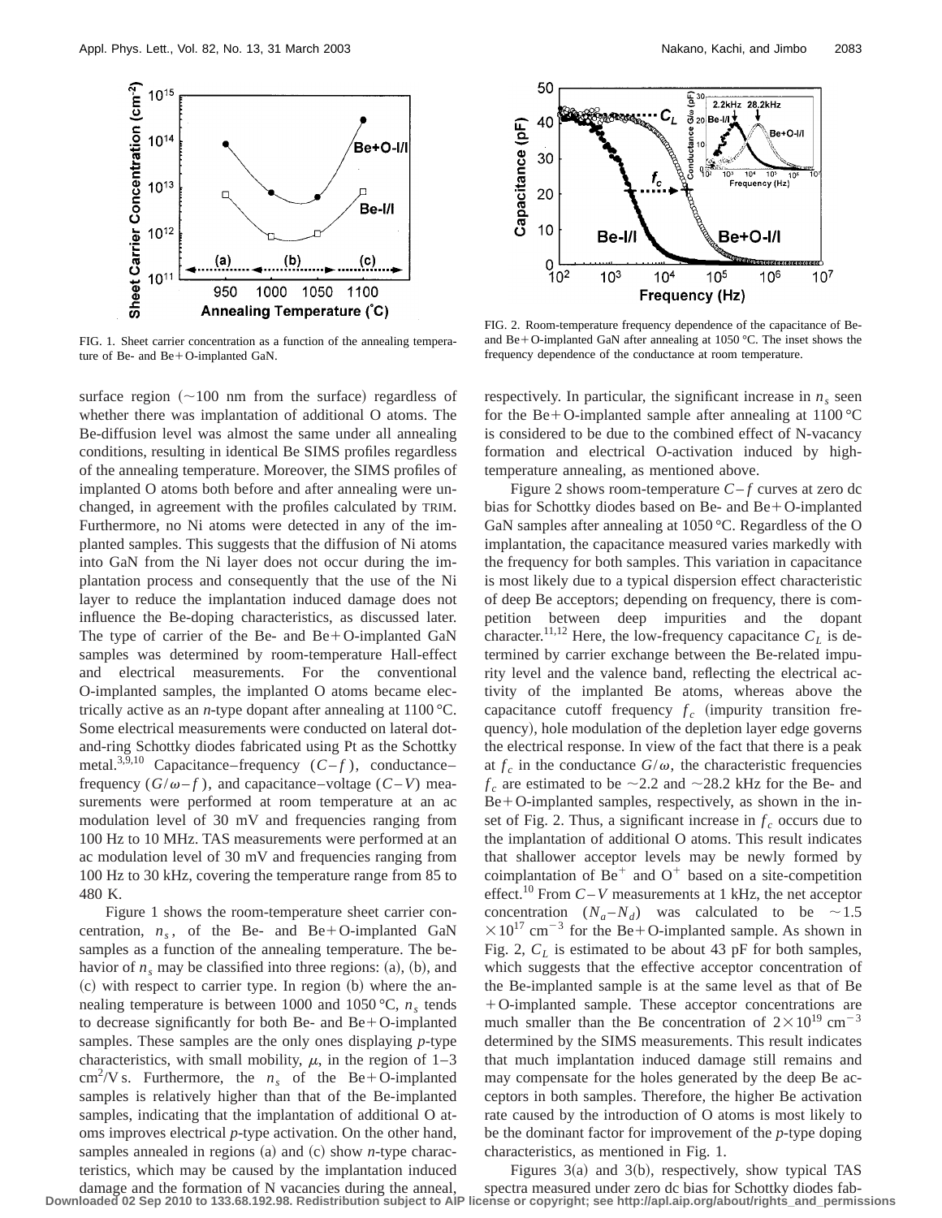FIG. 1. Sheet carrier concentration as a function of the annealing temperature of Be- and Be+O-implanted GaN.

FIG. 2. Room-temperature frequency dependence of the capacitance of Be- and Be+O-implanted GaN after annealing at 1050 °C. The inset shows the frequency dependence of the conductance at room temperature.

surface region (~100 nm from the surface) regardless of whether there was implantation of additional O atoms. The Be-diffusion level was almost the same under all annealing conditions, resulting in identical Be SIMS profiles regardless of the annealing temperature. Moreover, the SIMS profiles of implanted O atoms both before and after annealing were unchanged, in agreement with the profiles calculated by TRIM. Furthermore, no Ni atoms were detected in any of the implanted samples. This suggests that the diffusion of Ni atoms into GaN from the Ni layer does not occur during the implantation process and consequently that the use of the Ni layer to reduce the implantation induced damage does not influence the Be-doping characteristics, as discussed later. The type of carrier of the Be- and Be+O-implanted GaN samples was determined by room-temperature Hall-effect and electrical measurements. For the conventional O-implanted samples, the implanted O atoms became electrically active as an *n*-type dopant after annealing at 1100 °C. Some electrical measurements were conducted on lateral dot-and-ring Schottky diodes fabricated using Pt as the Schottky metal.[3,9,10] Capacitance–frequency ($C$–$f$), conductance–frequency ($G/\omega$–$f$), and capacitance–voltage ($C$–$V$) measurements were performed at room temperature at an ac modulation level of 30 mV and frequencies ranging from 100 Hz to 10 MHz. TAS measurements were performed at an ac modulation level of 30 mV and frequencies ranging from 100 Hz to 30 kHz, covering the temperature range from 85 to 480 K.

Figure 1 shows the room-temperature sheet carrier concentration, $n_s$, of the Be- and Be+O-implanted GaN samples as a function of the annealing temperature. The behavior of $n_s$ may be classified into three regions: (a), (b), and (c) with respect to carrier type. In region (b) where the annealing temperature is between 1000 and 1050 °C, $n_s$ tends to decrease significantly for both Be- and Be+O-implanted samples. These samples are the only ones displaying *p*-type characteristics, with small mobility, $\mu$, in the region of 1–3 $\mathrm{cm^2/V\,s}$. Furthermore, the $n_s$ of the Be+O-implanted samples is relatively higher than that of the Be-implanted samples, indicating that the implantation of additional O atoms improves electrical *p*-type activation. On the other hand, samples annealed in regions (a) and (c) show *n*-type characteristics, which may be caused by the implantation induced damage and the formation of N vacancies during the anneal, respectively. In particular, the significant increase in $n_s$ seen for the Be+O-implanted sample after annealing at 1100 °C is considered to be due to the combined effect of N-vacancy formation and electrical O-activation induced by high-temperature annealing, as mentioned above.

Figure 2 shows room-temperature $C$–$f$ curves at zero dc bias for Schottky diodes based on Be- and Be+O-implanted GaN samples after annealing at 1050 °C. Regardless of the O implantation, the capacitance measured varies markedly with the frequency for both samples. This variation in capacitance is most likely due to a typical dispersion effect characteristic of deep Be acceptors; depending on frequency, there is competition between deep impurities and the dopant character.[11,12] Here, the low-frequency capacitance $C_L$ is determined by carrier exchange between the Be-related impurity level and the valence band, reflecting the electrical activity of the implanted Be atoms, whereas above the capacitance cutoff frequency $f_c$ (impurity transition frequency), hole modulation of the depletion layer edge governs the electrical response. In view of the fact that there is a peak at $f_c$ in the conductance $G/\omega$, the characteristic frequencies $f_c$ are estimated to be ~2.2 and ~28.2 kHz for the Be- and Be+O-implanted samples, respectively, as shown in the inset of Fig. 2. Thus, a significant increase in $f_c$ occurs due to the implantation of additional O atoms. This result indicates that shallower acceptor levels may be newly formed by coimplantation of $\mathrm{Be^+}$ and $\mathrm{O^+}$ based on a site-competition effect.[10] From $C$–$V$ measurements at 1 kHz, the net acceptor concentration ($N_a$–$N_d$) was calculated to be $\sim 1.5 \times 10^{17}\ \mathrm{cm^{-3}}$ for the Be+O-implanted sample. As shown in Fig. 2, $C_L$ is estimated to be about 43 pF for both samples, which suggests that the effective acceptor concentration of the Be-implanted sample is at the same level as that of Be+O-implanted sample. These acceptor concentrations are much smaller than the Be concentration of $2\times 10^{19}\ \mathrm{cm^{-3}}$ determined by the SIMS measurements. This result indicates that much implantation induced damage still remains and may compensate for the holes generated by the deep Be acceptors in both samples. Therefore, the higher Be activation rate caused by the introduction of O atoms is most likely to be the dominant factor for improvement of the *p*-type doping characteristics, as mentioned in Fig. 1.

Figures 3(a) and 3(b), respectively, show typical TAS spectra measured under zero dc bias for Schottky diodes fab-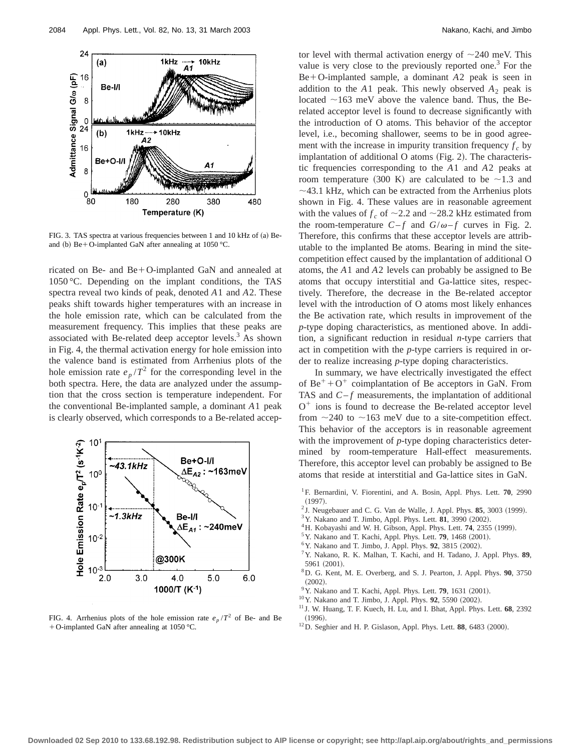(a)

1kHz → 10kHz

A1

Be-I/I

(b)

1kHz → 10kHz

A2

Be+O-I/I

A1

Admittance Signal G/ω (pF)

Temperature (K)

24 16 8 0 24 16 8 0

80 180 280 380 480

FIG. 3. TAS spectra at various frequencies between 1 and 10 kHz of (a) Be- and (b) Be+O-implanted GaN after annealing at 1050 °C.

ricated on Be- and Be+O-implanted GaN and annealed at 1050 °C. Depending on the implant conditions, the TAS spectra reveal two kinds of peak, denoted $A1$ and $A2$. These peaks shift towards higher temperatures with an increase in the hole emission rate, which can be calculated from the measurement frequency. This implies that these peaks are associated with Be-related deep acceptor levels.[3] As shown in Fig. 4, the thermal activation energy for hole emission into the valence band is estimated from Arrhenius plots of the hole emission rate $e_p/T^2$ for the corresponding level in the both spectra. Here, the data are analyzed under the assumption that the cross section is temperature independent. For the conventional Be-implanted sample, a dominant $A1$ peak is clearly observed, which corresponds to a Be-related acceptor level with thermal activation energy of ~240 meV. This value is very close to the previously reported one.[3] For the Be+O-implanted sample, a dominant $A2$ peak is seen in addition to the $A1$ peak. This newly observed $A_2$ peak is located ~163 meV above the valence band. Thus, the Be-related acceptor level is found to decrease significantly with the introduction of O atoms. This behavior of the acceptor level, i.e., becoming shallower, seems to be in good agreement with the increase in impurity transition frequency $f_c$ by implantation of additional O atoms (Fig. 2). The characteristic frequencies corresponding to the $A1$ and $A2$ peaks at room temperature (300 K) are calculated to be ~1.3 and ~43.1 kHz, which can be extracted from the Arrhenius plots shown in Fig. 4. These values are in reasonable agreement with the values of $f_c$ of ~2.2 and ~28.2 kHz estimated from the room-temperature $C$–$f$ and $G/\omega$–$f$ curves in Fig. 2. Therefore, this confirms that these acceptor levels are attributable to the implanted Be atoms. Bearing in mind the site-competition effect caused by the implantation of additional O atoms, the $A1$ and $A2$ levels can probably be assigned to Be atoms that occupy interstitial and Ga-lattice sites, respectively. Therefore, the decrease in the Be-related acceptor level with the introduction of O atoms most likely enhances the Be activation rate, which results in improvement of the $p$-type doping characteristics, as mentioned above. In addition, a significant reduction in residual $n$-type carriers that act in competition with the $p$-type carriers is required in order to realize increasing $p$-type doping characteristics.

~43.1kHz

Be+O-I/I

$\Delta E_{A2}$ : ~163meV

~1.3kHz

Be-I/I

$\Delta E_{A1}$ : ~240meV

@300K

Hole Emission Rate $e_p/T^2$ (s$^{-1}$K$^{-2}$)

1000/T (K$^{-1}$)

10$^1$ 10$^0$ 10$^{-1}$ 10$^{-2}$ 10$^{-3}$

2.0 3.0 4.0 5.0 6.0

FIG. 4. Arrhenius plots of the hole emission rate $e_p/T^2$ of Be- and Be+O-implanted GaN after annealing at 1050 °C.

In summary, we have electrically investigated the effect of $Be^+ + O^+$ coimplantation of Be acceptors in GaN. From TAS and $C$–$f$ measurements, the implantation of additional $O^+$ ions is found to decrease the Be-related acceptor level from ~240 to ~163 meV due to a site-competition effect. This behavior of the acceptors is in reasonable agreement with the improvement of $p$-type doping characteristics determined by room-temperature Hall-effect measurements. Therefore, this acceptor level can probably be assigned to Be atoms that reside at interstitial and Ga-lattice sites in GaN.

[1] F. Bernardini, V. Fiorentini, and A. Bosin, Appl. Phys. Lett. **70**, 2990 (1997).
[2] J. Neugebauer and C. G. Van de Walle, J. Appl. Phys. **85**, 3003 (1999).
[3] Y. Nakano and T. Jimbo, Appl. Phys. Lett. **81**, 3990 (2002).
[4] H. Kobayashi and W. H. Gibson, Appl. Phys. Lett. **74**, 2355 (1999).
[5] Y. Nakano and T. Kachi, Appl. Phys. Lett. **79**, 1468 (2001).
[6] Y. Nakano and T. Jimbo, J. Appl. Phys. **92**, 3815 (2002).
[7] Y. Nakano, R. K. Malhan, T. Kachi, and H. Tadano, J. Appl. Phys. **89**, 5961 (2001).
[8] D. G. Kent, M. E. Overberg, and S. J. Pearton, J. Appl. Phys. **90**, 3750 (2002).
[9] Y. Nakano and T. Kachi, Appl. Phys. Lett. **79**, 1631 (2001).
[10] Y. Nakano and T. Jimbo, J. Appl. Phys. **92**, 5590 (2002).
[11] J. W. Huang, T. F. Kuech, H. Lu, and I. Bhat, Appl. Phys. Lett. **68**, 2392 (1996).
[12] D. Seghier and H. P. Gislason, Appl. Phys. Lett. **88**, 6483 (2000).